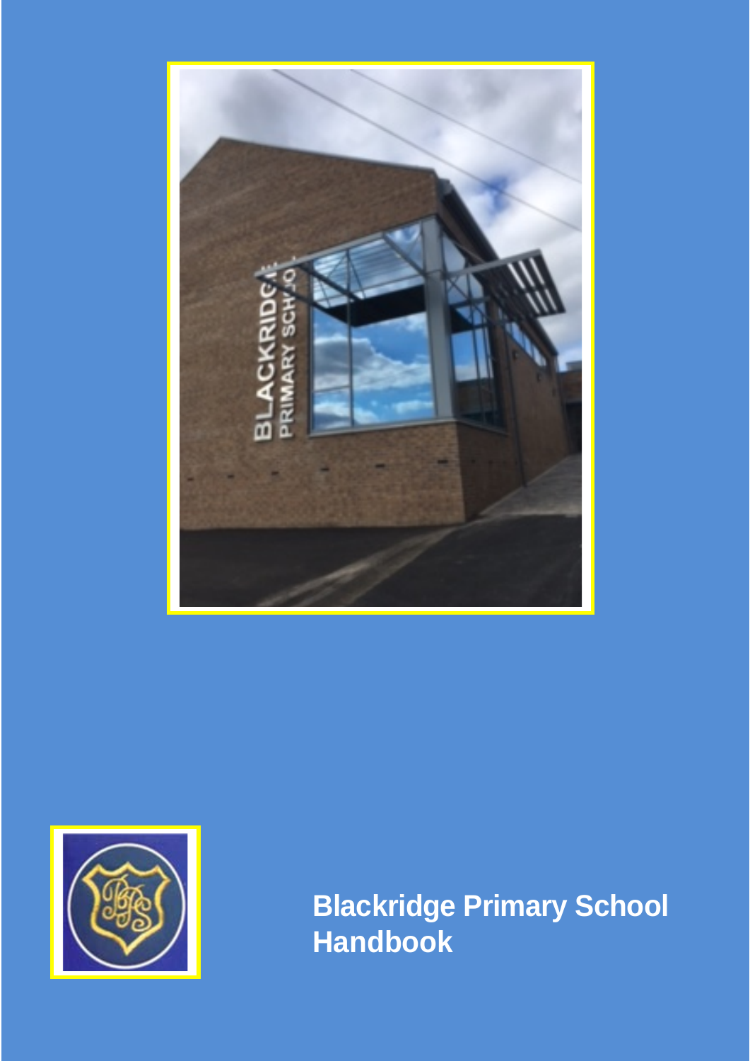# Blackridge Primary School Handbook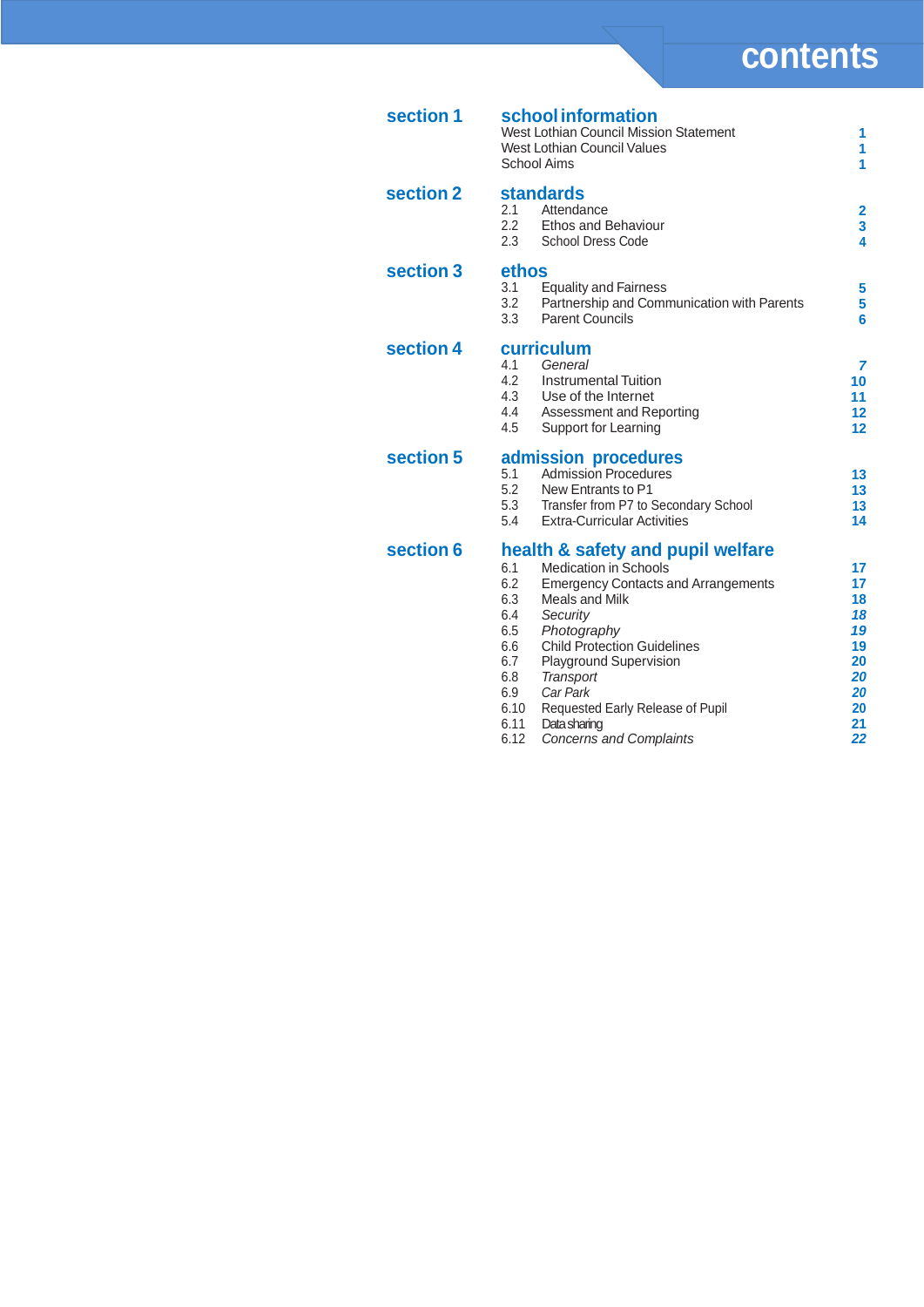# contents

## section 1 — school information

| | | |
|---|---|---|
| | West Lothian Council Mission Statement | 1 |
| | West Lothian Council Values | 1 |
| | School Aims | 1 |

## section 2 — standards

| | | |
|---|---|---|
| 2.1 | Attendance | 2 |
| 2.2 | Ethos and Behaviour | 3 |
| 2.3 | School Dress Code | 4 |

## section 3 — ethos

| | | |
|---|---|---|
| 3.1 | Equality and Fairness | 5 |
| 3.2 | Partnership and Communication with Parents | 5 |
| 3.3 | Parent Councils | 6 |

## section 4 — curriculum

| | | |
|---|---|---|
| 4.1 | *General* | *7* |
| 4.2 | Instrumental Tuition | 10 |
| 4.3 | Use of the Internet | 11 |
| 4.4 | Assessment and Reporting | 12 |
| 4.5 | Support for Learning | 12 |

## section 5 — admission procedures

| | | |
|---|---|---|
| 5.1 | Admission Procedures | 13 |
| 5.2 | New Entrants to P1 | 13 |
| 5.3 | Transfer from P7 to Secondary School | 13 |
| 5.4 | Extra-Curricular Activities | 14 |

## section 6 — health & safety and pupil welfare

| | | |
|---|---|---|
| 6.1 | Medication in Schools | 17 |
| 6.2 | Emergency Contacts and Arrangements | 17 |
| 6.3 | Meals and Milk | 18 |
| 6.4 | *Security* | *18* |
| 6.5 | *Photography* | *19* |
| 6.6 | Child Protection Guidelines | 19 |
| 6.7 | Playground Supervision | 20 |
| 6.8 | *Transport* | *20* |
| 6.9 | *Car Park* | *20* |
| 6.10 | Requested Early Release of Pupil | 20 |
| 6.11 | Data sharing | 21 |
| 6.12 | *Concerns and Complaints* | *22* |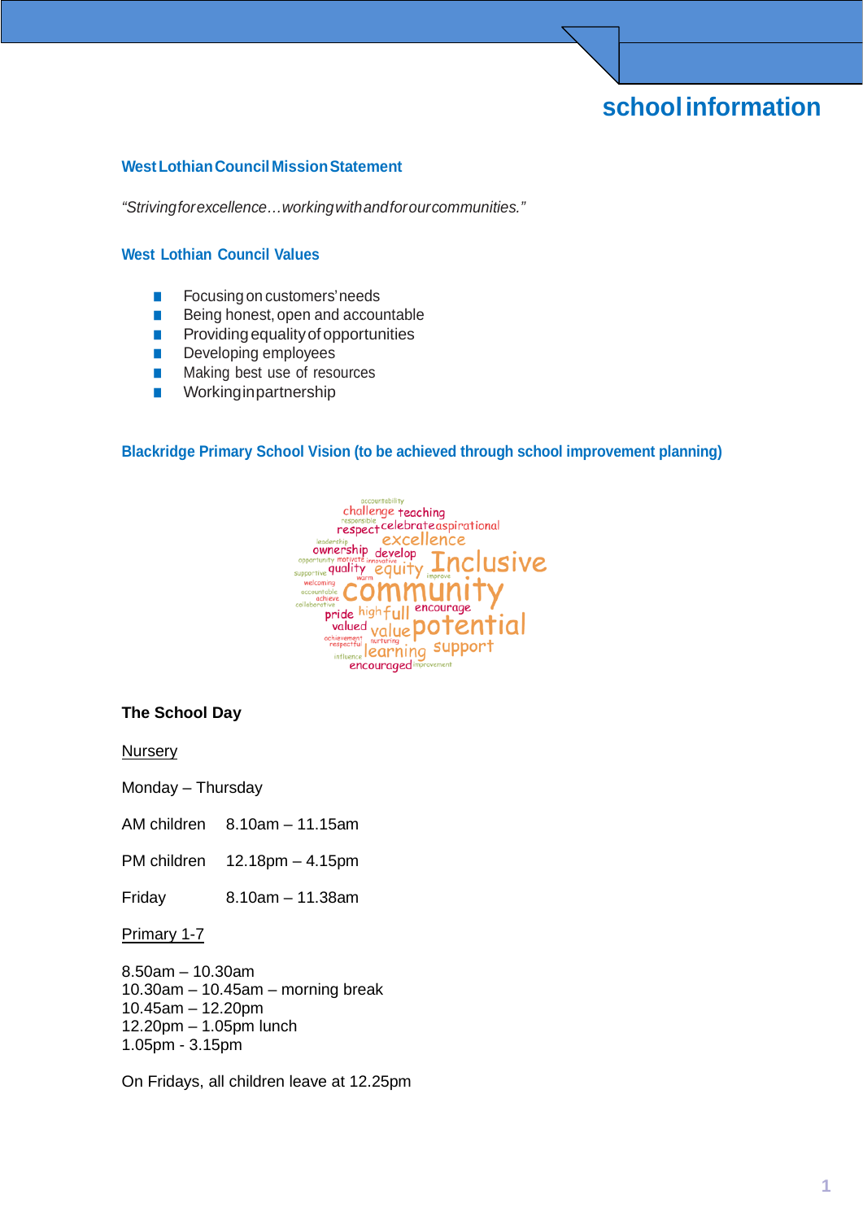# school information

## West Lothian Council Mission Statement

*"Striving for excellence…working with and for our communities."*

## West Lothian Council Values

- Focusing on customers' needs
- Being honest, open and accountable
- Providing equality of opportunities
- Developing employees
- Making best use of resources
- Working in partnership

## Blackridge Primary School Vision (to be achieved through school improvement planning)

accountability challenge teaching responsible respect celebrate aspirational leadership excellence ownership develop opportunity motivate innovative supportive quality equity Inclusive warm improve welcoming accountable community achieve collaborative pride high full encourage valued value potential achievement nurturing respectful learning support influence encouraged improvement

## The School Day

Nursery

Monday – Thursday

AM children 8.10am – 11.15am

PM children 12.18pm – 4.15pm

Friday 8.10am – 11.38am

Primary 1-7

8.50am – 10.30am
10.30am – 10.45am – morning break
10.45am – 12.20pm
12.20pm – 1.05pm lunch
1.05pm - 3.15pm

On Fridays, all children leave at 12.25pm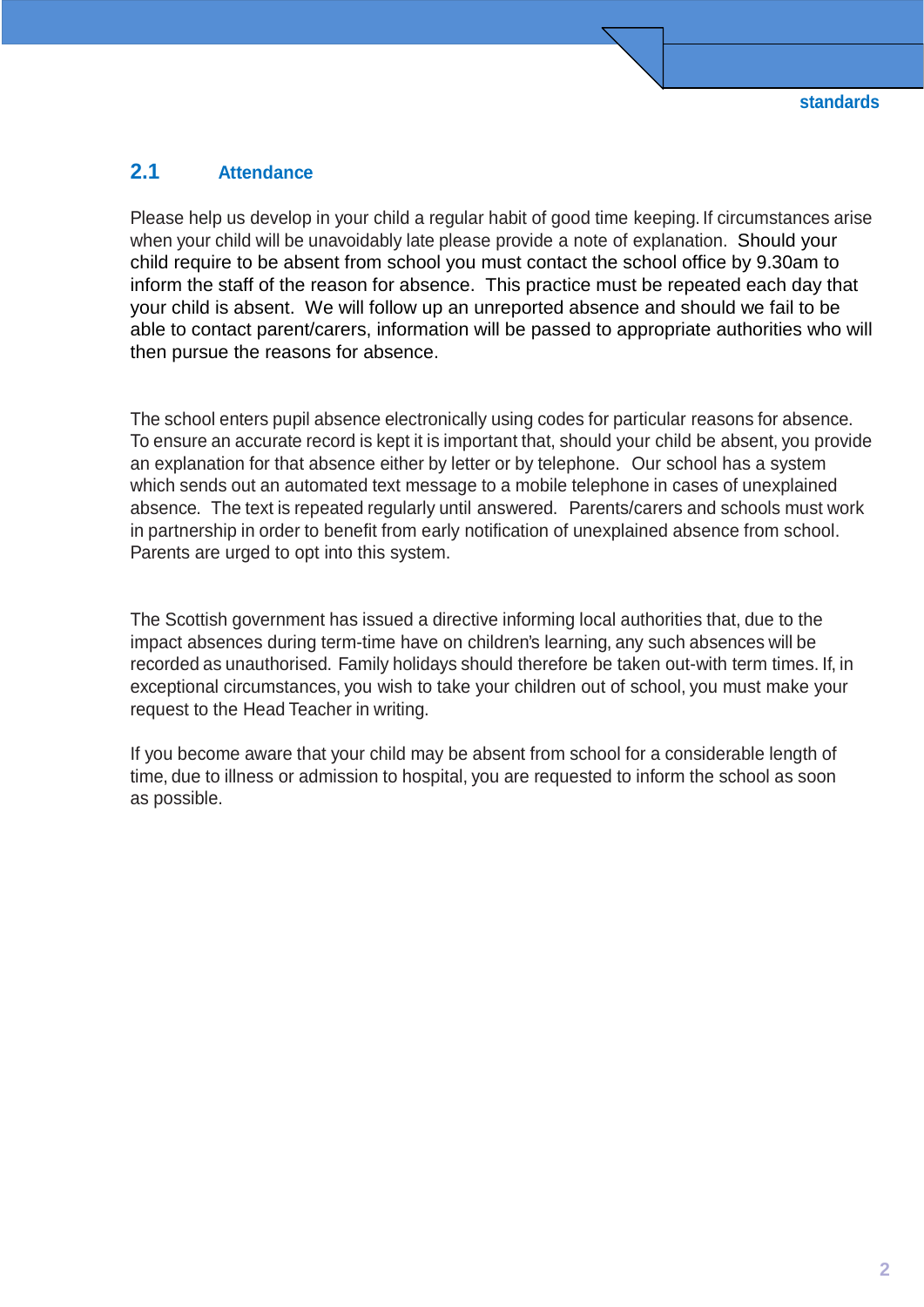## 2.1 Attendance

Please help us develop in your child a regular habit of good time keeping. If circumstances arise when your child will be unavoidably late please provide a note of explanation. Should your child require to be absent from school you must contact the school office by 9.30am to inform the staff of the reason for absence. This practice must be repeated each day that your child is absent. We will follow up an unreported absence and should we fail to be able to contact parent/carers, information will be passed to appropriate authorities who will then pursue the reasons for absence.

The school enters pupil absence electronically using codes for particular reasons for absence. To ensure an accurate record is kept it is important that, should your child be absent, you provide an explanation for that absence either by letter or by telephone. Our school has a system which sends out an automated text message to a mobile telephone in cases of unexplained absence. The text is repeated regularly until answered. Parents/carers and schools must work in partnership in order to benefit from early notification of unexplained absence from school. Parents are urged to opt into this system.

The Scottish government has issued a directive informing local authorities that, due to the impact absences during term-time have on children's learning, any such absences will be recorded as unauthorised. Family holidays should therefore be taken out-with term times. If, in exceptional circumstances, you wish to take your children out of school, you must make your request to the Head Teacher in writing.

If you become aware that your child may be absent from school for a considerable length of time, due to illness or admission to hospital, you are requested to inform the school as soon as possible.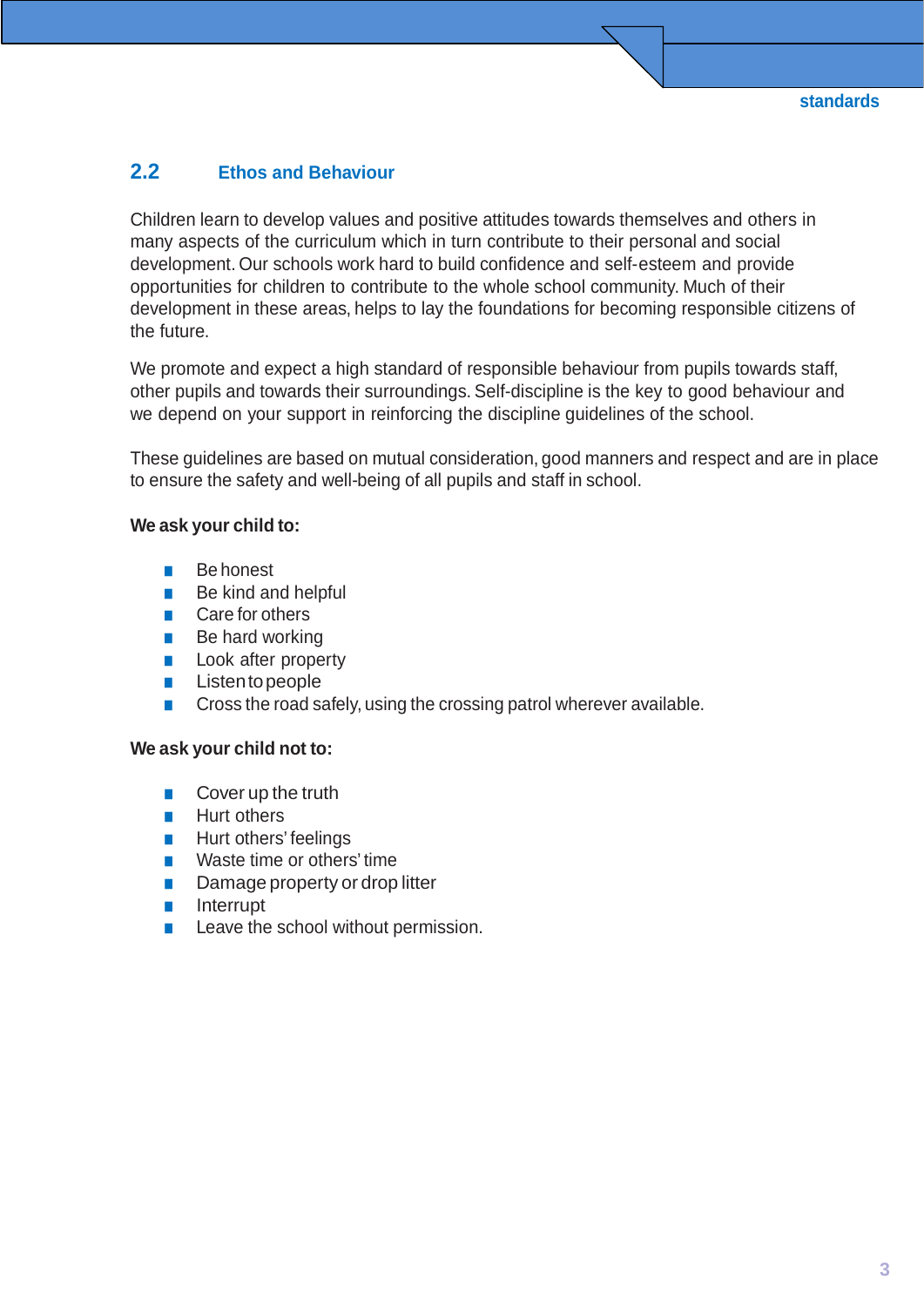## 2.2 Ethos and Behaviour

Children learn to develop values and positive attitudes towards themselves and others in many aspects of the curriculum which in turn contribute to their personal and social development. Our schools work hard to build confidence and self-esteem and provide opportunities for children to contribute to the whole school community. Much of their development in these areas, helps to lay the foundations for becoming responsible citizens of the future.

We promote and expect a high standard of responsible behaviour from pupils towards staff, other pupils and towards their surroundings. Self-discipline is the key to good behaviour and we depend on your support in reinforcing the discipline guidelines of the school.

These guidelines are based on mutual consideration, good manners and respect and are in place to ensure the safety and well-being of all pupils and staff in school.

**We ask your child to:**

- Be honest
- Be kind and helpful
- Care for others
- Be hard working
- Look after property
- Listen to people
- Cross the road safely, using the crossing patrol wherever available.

**We ask your child not to:**

- Cover up the truth
- Hurt others
- Hurt others' feelings
- Waste time or others' time
- Damage property or drop litter
- Interrupt
- Leave the school without permission.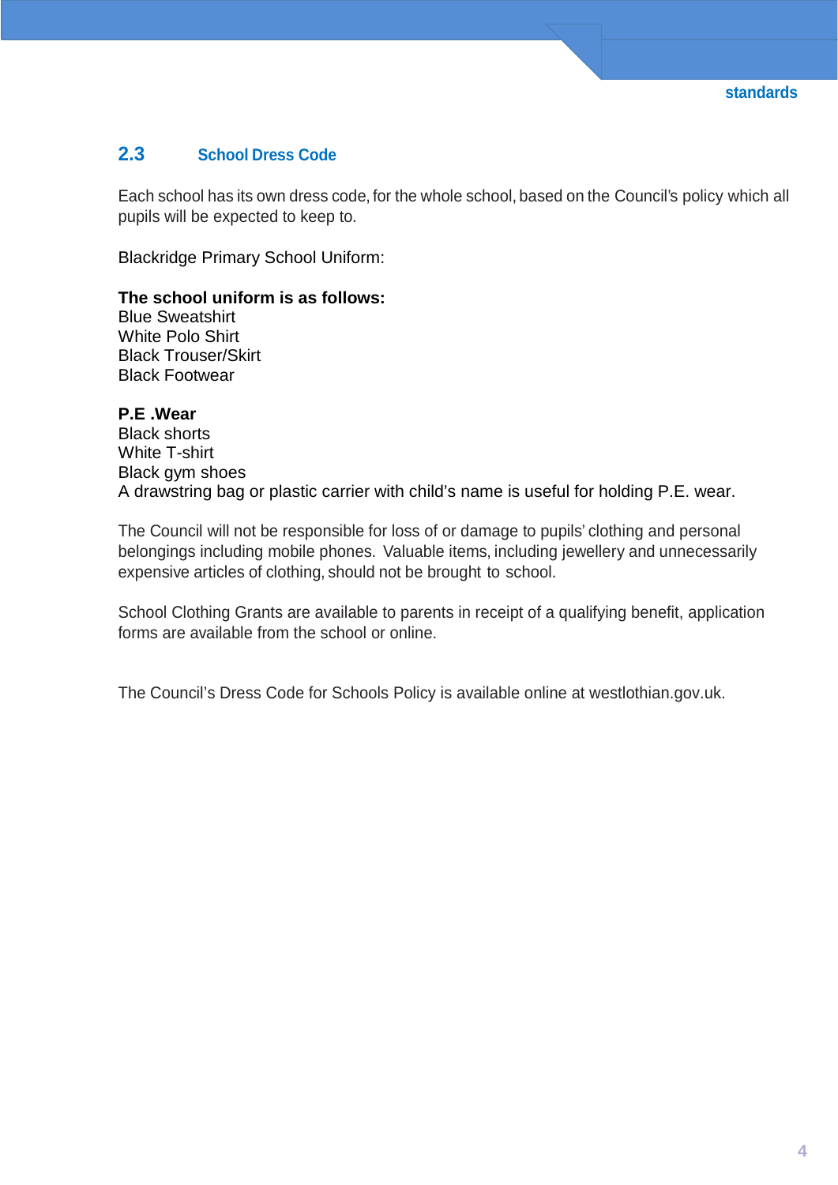## 2.3 School Dress Code

Each school has its own dress code, for the whole school, based on the Council's policy which all pupils will be expected to keep to.

Blackridge Primary School Uniform:

**The school uniform is as follows:**
Blue Sweatshirt
White Polo Shirt
Black Trouser/Skirt
Black Footwear

**P.E .Wear**
Black shorts
White T-shirt
Black gym shoes
A drawstring bag or plastic carrier with child's name is useful for holding P.E. wear.

The Council will not be responsible for loss of or damage to pupils' clothing and personal belongings including mobile phones. Valuable items, including jewellery and unnecessarily expensive articles of clothing, should not be brought to school.

School Clothing Grants are available to parents in receipt of a qualifying benefit, application forms are available from the school or online.

The Council's Dress Code for Schools Policy is available online at westlothian.gov.uk.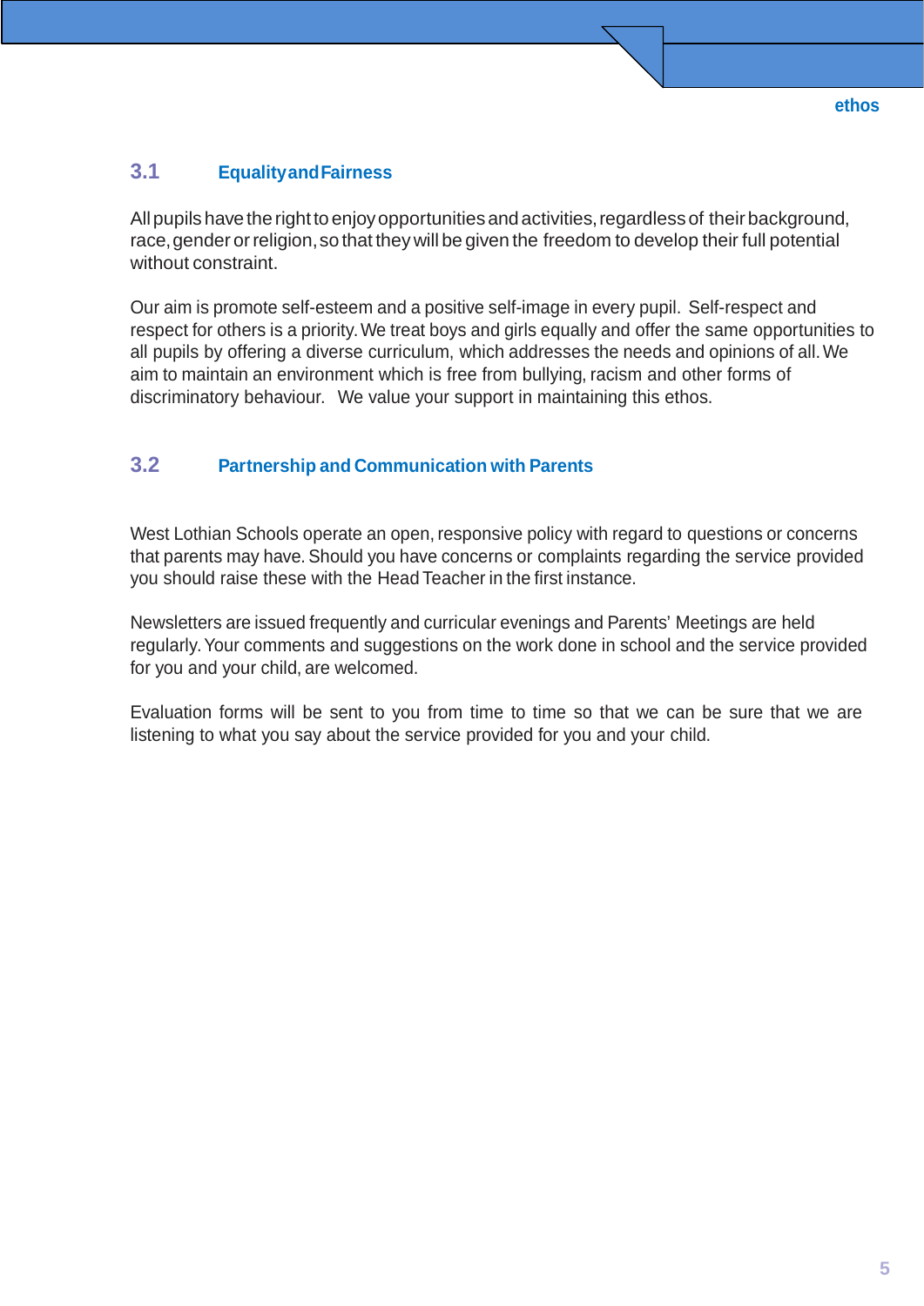## 3.1 Equality and Fairness

All pupils have the right to enjoy opportunities and activities, regardless of their background, race, gender or religion, so that they will be given the freedom to develop their full potential without constraint.

Our aim is promote self-esteem and a positive self-image in every pupil. Self-respect and respect for others is a priority. We treat boys and girls equally and offer the same opportunities to all pupils by offering a diverse curriculum, which addresses the needs and opinions of all. We aim to maintain an environment which is free from bullying, racism and other forms of discriminatory behaviour. We value your support in maintaining this ethos.

## 3.2 Partnership and Communication with Parents

West Lothian Schools operate an open, responsive policy with regard to questions or concerns that parents may have. Should you have concerns or complaints regarding the service provided you should raise these with the Head Teacher in the first instance.

Newsletters are issued frequently and curricular evenings and Parents' Meetings are held regularly. Your comments and suggestions on the work done in school and the service provided for you and your child, are welcomed.

Evaluation forms will be sent to you from time to time so that we can be sure that we are listening to what you say about the service provided for you and your child.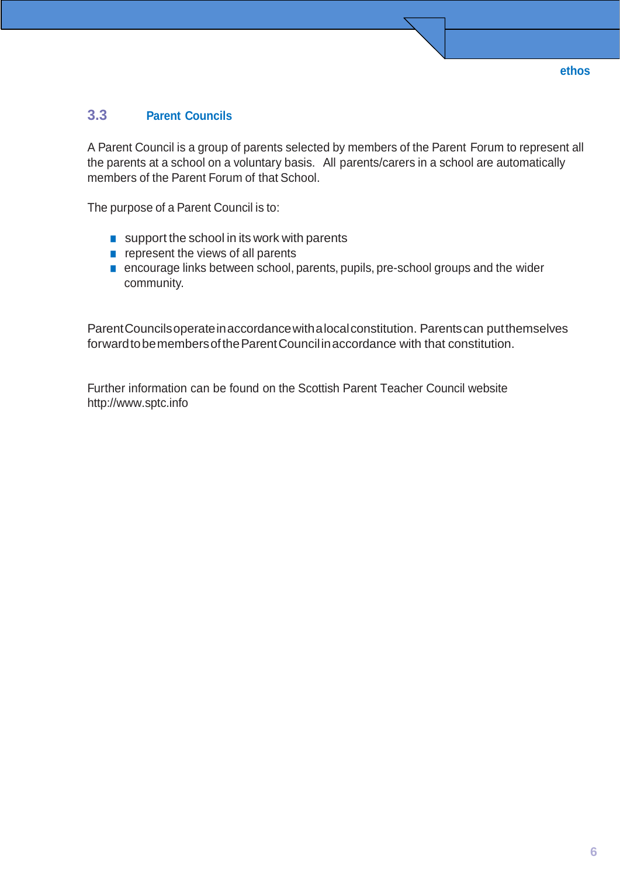## 3.3 Parent Councils

A Parent Council is a group of parents selected by members of the Parent Forum to represent all the parents at a school on a voluntary basis. All parents/carers in a school are automatically members of the Parent Forum of that School.

The purpose of a Parent Council is to:

- support the school in its work with parents
- represent the views of all parents
- encourage links between school, parents, pupils, pre-school groups and the wider community.

Parent Councils operate in accordance with a local constitution. Parents can put themselves forward to be members of the Parent Council in accordance with that constitution.

Further information can be found on the Scottish Parent Teacher Council website http://www.sptc.info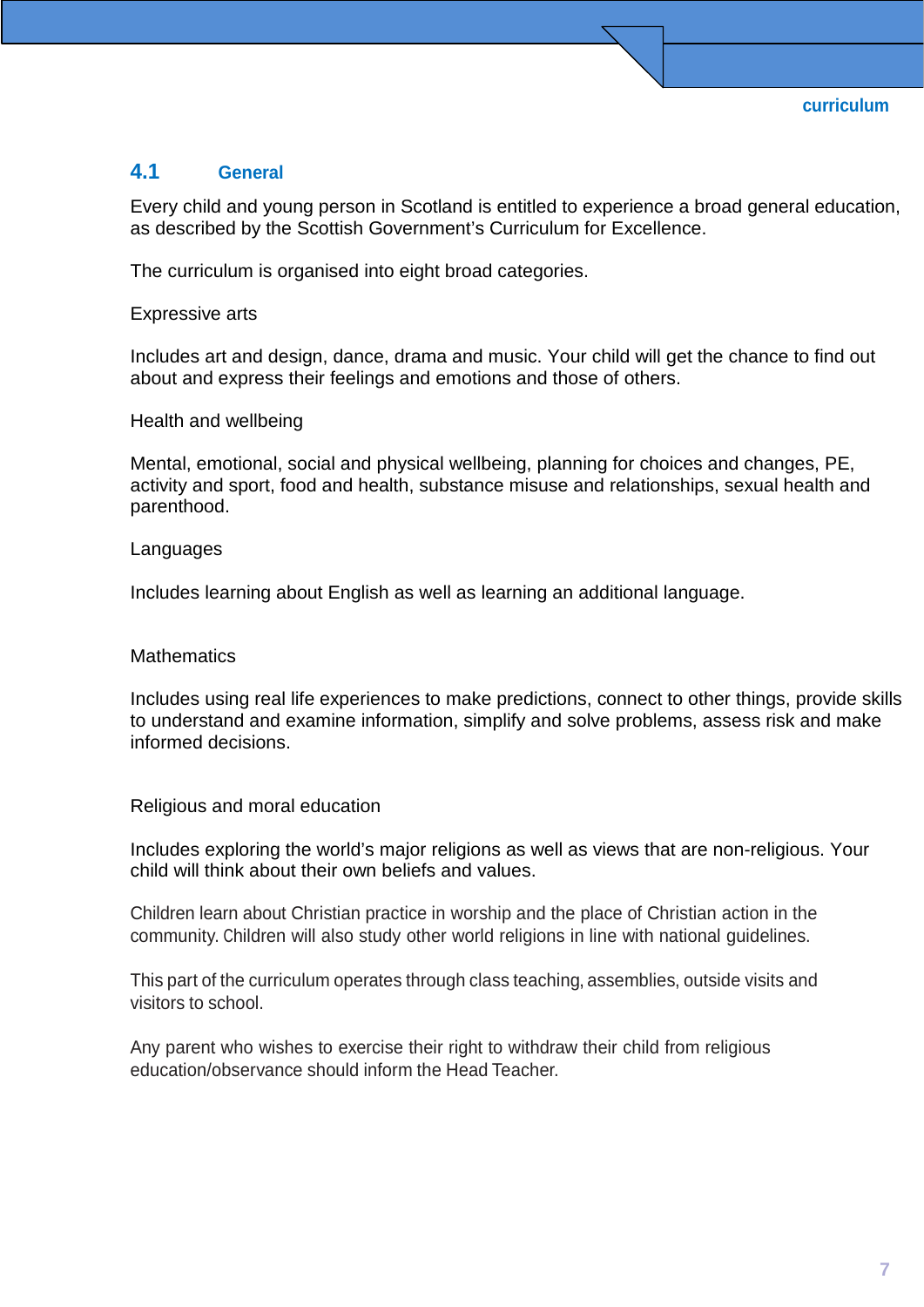## 4.1 General

Every child and young person in Scotland is entitled to experience a broad general education, as described by the Scottish Government's Curriculum for Excellence.

The curriculum is organised into eight broad categories.

Expressive arts

Includes art and design, dance, drama and music. Your child will get the chance to find out about and express their feelings and emotions and those of others.

Health and wellbeing

Mental, emotional, social and physical wellbeing, planning for choices and changes, PE, activity and sport, food and health, substance misuse and relationships, sexual health and parenthood.

Languages

Includes learning about English as well as learning an additional language.

Mathematics

Includes using real life experiences to make predictions, connect to other things, provide skills to understand and examine information, simplify and solve problems, assess risk and make informed decisions.

Religious and moral education

Includes exploring the world's major religions as well as views that are non-religious. Your child will think about their own beliefs and values.

Children learn about Christian practice in worship and the place of Christian action in the community. Children will also study other world religions in line with national guidelines.

This part of the curriculum operates through class teaching, assemblies, outside visits and visitors to school.

Any parent who wishes to exercise their right to withdraw their child from religious education/observance should inform the Head Teacher.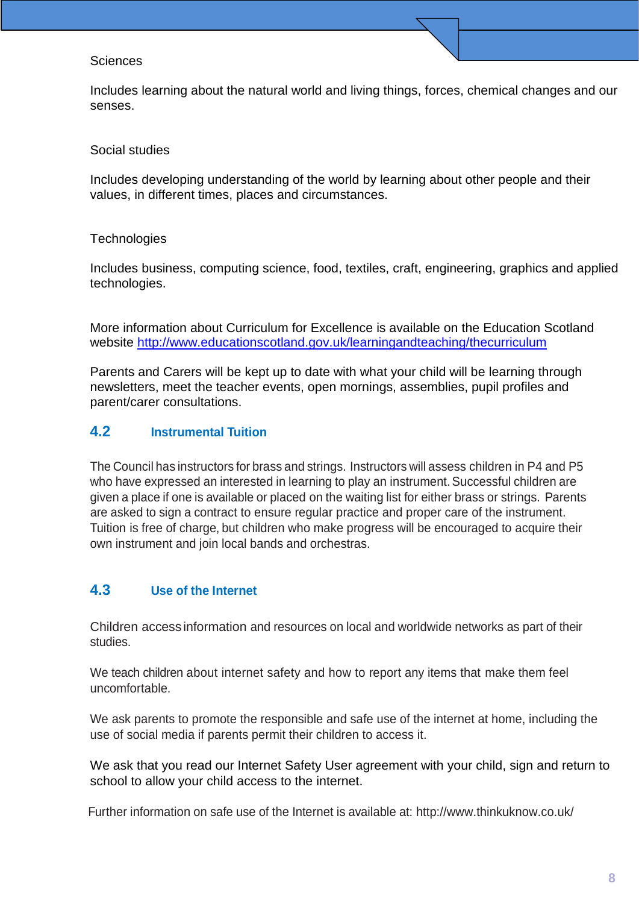Sciences

Includes learning about the natural world and living things, forces, chemical changes and our senses.

Social studies

Includes developing understanding of the world by learning about other people and their values, in different times, places and circumstances.

Technologies

Includes business, computing science, food, textiles, craft, engineering, graphics and applied technologies.

More information about Curriculum for Excellence is available on the Education Scotland website http://www.educationscotland.gov.uk/learningandteaching/thecurriculum

Parents and Carers will be kept up to date with what your child will be learning through newsletters, meet the teacher events, open mornings, assemblies, pupil profiles and parent/carer consultations.

## 4.2 Instrumental Tuition

The Council has instructors for brass and strings. Instructors will assess children in P4 and P5 who have expressed an interested in learning to play an instrument. Successful children are given a place if one is available or placed on the waiting list for either brass or strings. Parents are asked to sign a contract to ensure regular practice and proper care of the instrument. Tuition is free of charge, but children who make progress will be encouraged to acquire their own instrument and join local bands and orchestras.

## 4.3 Use of the Internet

Children access information and resources on local and worldwide networks as part of their studies.

We teach children about internet safety and how to report any items that make them feel uncomfortable.

We ask parents to promote the responsible and safe use of the internet at home, including the use of social media if parents permit their children to access it.

We ask that you read our Internet Safety User agreement with your child, sign and return to school to allow your child access to the internet.

Further information on safe use of the Internet is available at: http://www.thinkuknow.co.uk/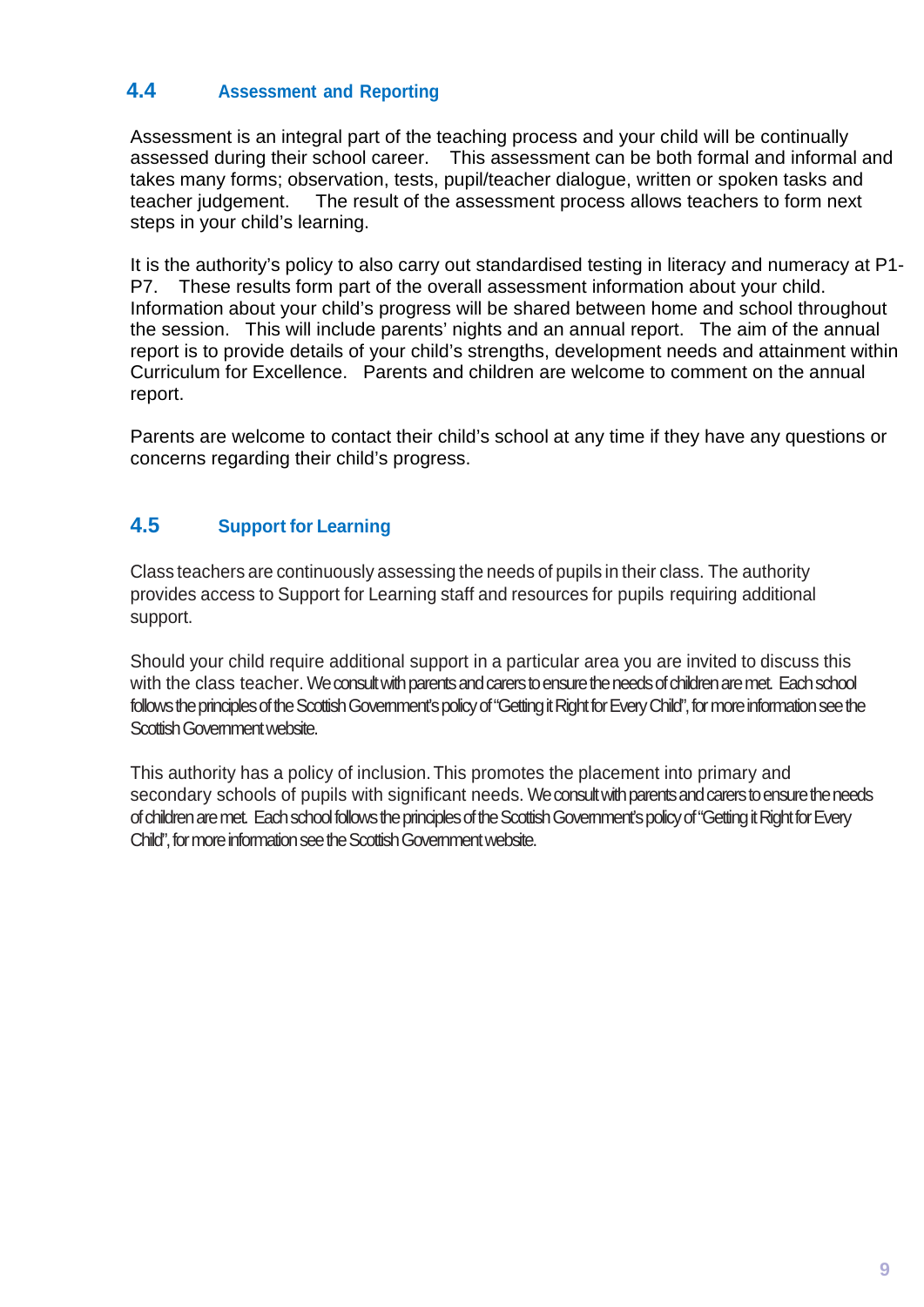## 4.4 Assessment and Reporting

Assessment is an integral part of the teaching process and your child will be continually assessed during their school career. This assessment can be both formal and informal and takes many forms; observation, tests, pupil/teacher dialogue, written or spoken tasks and teacher judgement. The result of the assessment process allows teachers to form next steps in your child's learning.

It is the authority's policy to also carry out standardised testing in literacy and numeracy at P1-P7. These results form part of the overall assessment information about your child. Information about your child's progress will be shared between home and school throughout the session. This will include parents' nights and an annual report. The aim of the annual report is to provide details of your child's strengths, development needs and attainment within Curriculum for Excellence. Parents and children are welcome to comment on the annual report.

Parents are welcome to contact their child's school at any time if they have any questions or concerns regarding their child's progress.

## 4.5 Support for Learning

Class teachers are continuously assessing the needs of pupils in their class. The authority provides access to Support for Learning staff and resources for pupils requiring additional support.

Should your child require additional support in a particular area you are invited to discuss this with the class teacher. We consult with parents and carers to ensure the needs of children are met. Each school follows the principles of the Scottish Government's policy of "Getting it Right for Every Child", for more information see the Scottish Government website.

This authority has a policy of inclusion. This promotes the placement into primary and secondary schools of pupils with significant needs. We consult with parents and carers to ensure the needs of children are met. Each school follows the principles of the Scottish Government's policy of "Getting it Right for Every Child", for more information see the Scottish Government website.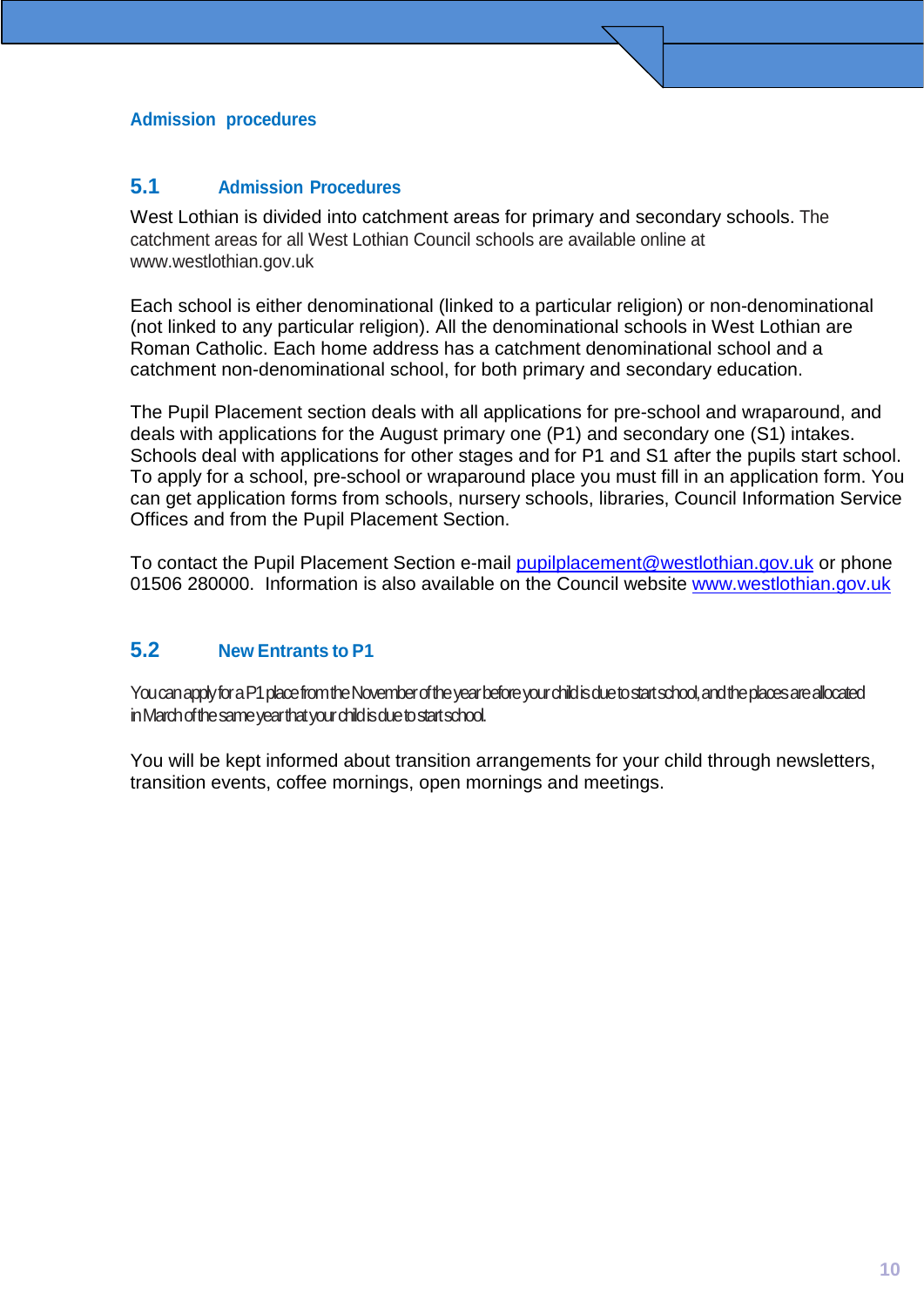# Admission procedures

## 5.1 Admission Procedures

West Lothian is divided into catchment areas for primary and secondary schools. The catchment areas for all West Lothian Council schools are available online at www.westlothian.gov.uk

Each school is either denominational (linked to a particular religion) or non-denominational (not linked to any particular religion). All the denominational schools in West Lothian are Roman Catholic. Each home address has a catchment denominational school and a catchment non-denominational school, for both primary and secondary education.

The Pupil Placement section deals with all applications for pre-school and wraparound, and deals with applications for the August primary one (P1) and secondary one (S1) intakes. Schools deal with applications for other stages and for P1 and S1 after the pupils start school. To apply for a school, pre-school or wraparound place you must fill in an application form. You can get application forms from schools, nursery schools, libraries, Council Information Service Offices and from the Pupil Placement Section.

To contact the Pupil Placement Section e-mail pupilplacement@westlothian.gov.uk or phone 01506 280000. Information is also available on the Council website www.westlothian.gov.uk

## 5.2 New Entrants to P1

You can apply for a P1 place from the November of the year before your child is due to start school, and the places are allocated in March of the same year that your child is due to start school.

You will be kept informed about transition arrangements for your child through newsletters, transition events, coffee mornings, open mornings and meetings.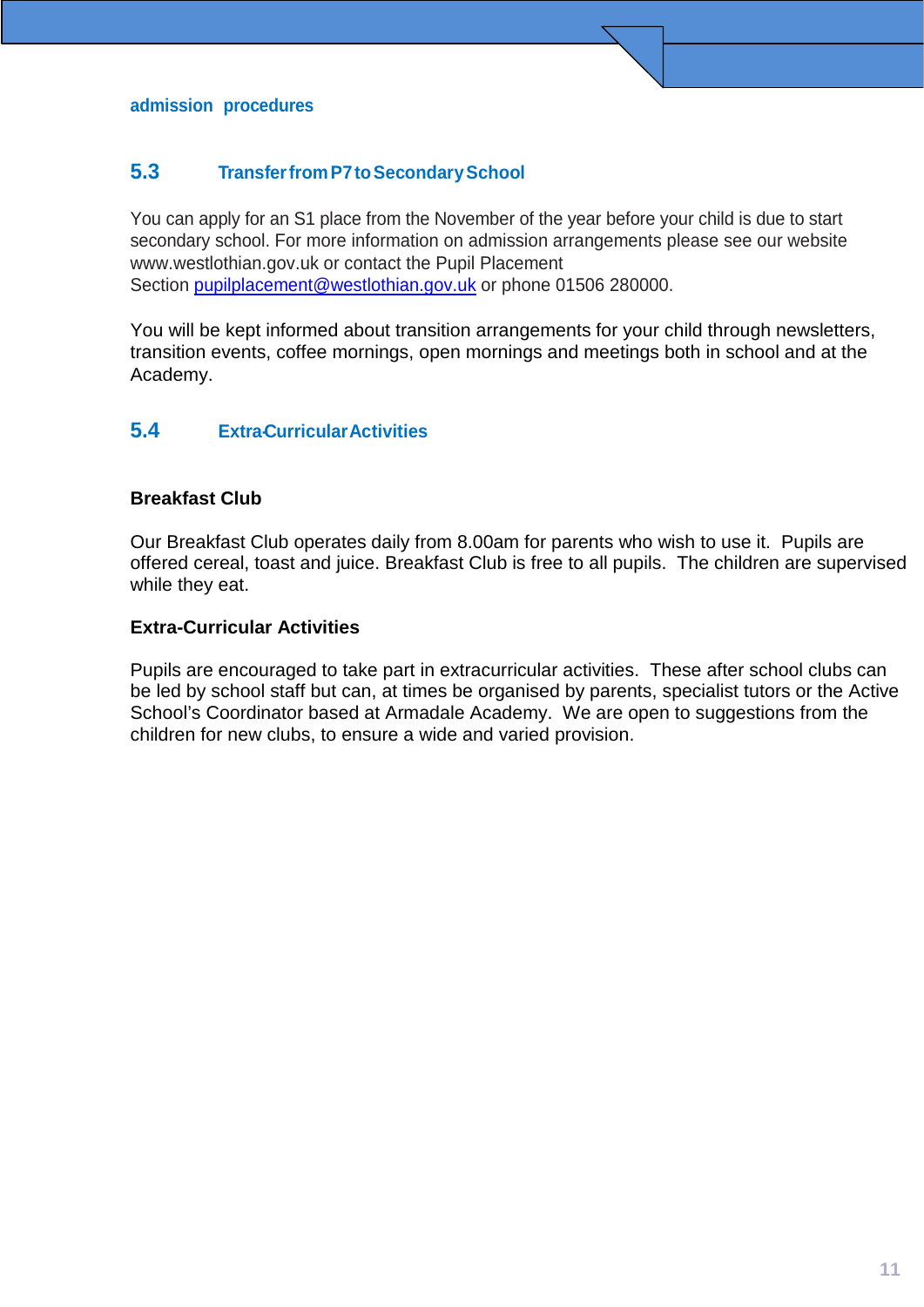admission procedures

## 5.3 Transfer from P7 to Secondary School

You can apply for an S1 place from the November of the year before your child is due to start secondary school. For more information on admission arrangements please see our website www.westlothian.gov.uk or contact the Pupil Placement Section pupilplacement@westlothian.gov.uk or phone 01506 280000.

You will be kept informed about transition arrangements for your child through newsletters, transition events, coffee mornings, open mornings and meetings both in school and at the Academy.

## 5.4 Extra-Curricular Activities

**Breakfast Club**

Our Breakfast Club operates daily from 8.00am for parents who wish to use it. Pupils are offered cereal, toast and juice. Breakfast Club is free to all pupils. The children are supervised while they eat.

**Extra-Curricular Activities**

Pupils are encouraged to take part in extracurricular activities. These after school clubs can be led by school staff but can, at times be organised by parents, specialist tutors or the Active School's Coordinator based at Armadale Academy. We are open to suggestions from the children for new clubs, to ensure a wide and varied provision.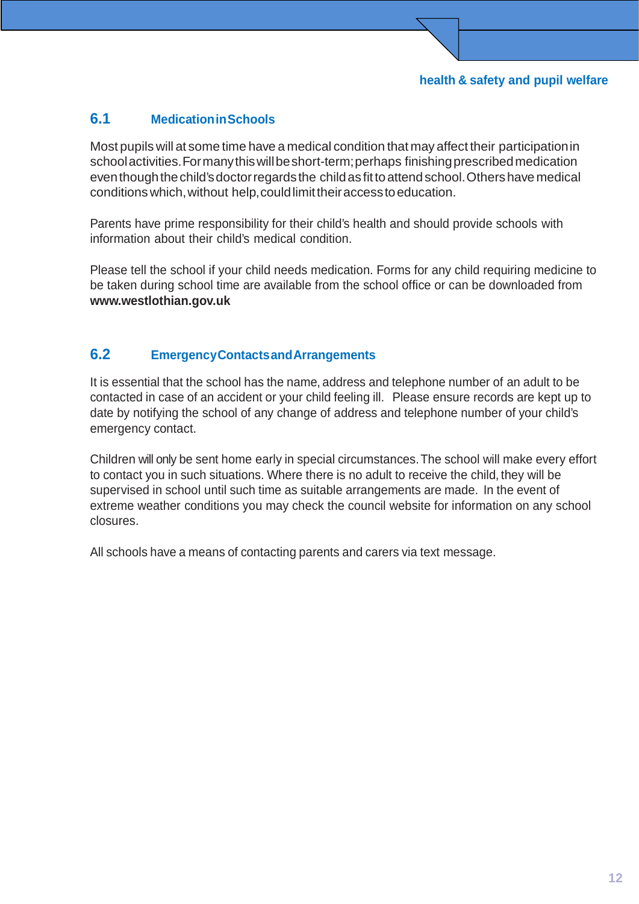## 6.1 Medication in Schools

Most pupils will at some time have a medical condition that may affect their participation in school activities. For many this will be short-term; perhaps finishing prescribed medication even though the child's doctor regards the child as fit to attend school. Others have medical conditions which, without help, could limit their access to education.

Parents have prime responsibility for their child's health and should provide schools with information about their child's medical condition.

Please tell the school if your child needs medication. Forms for any child requiring medicine to be taken during school time are available from the school office or can be downloaded from **www.westlothian.gov.uk**

## 6.2 Emergency Contacts and Arrangements

It is essential that the school has the name, address and telephone number of an adult to be contacted in case of an accident or your child feeling ill. Please ensure records are kept up to date by notifying the school of any change of address and telephone number of your child's emergency contact.

Children will only be sent home early in special circumstances. The school will make every effort to contact you in such situations. Where there is no adult to receive the child, they will be supervised in school until such time as suitable arrangements are made. In the event of extreme weather conditions you may check the council website for information on any school closures.

All schools have a means of contacting parents and carers via text message.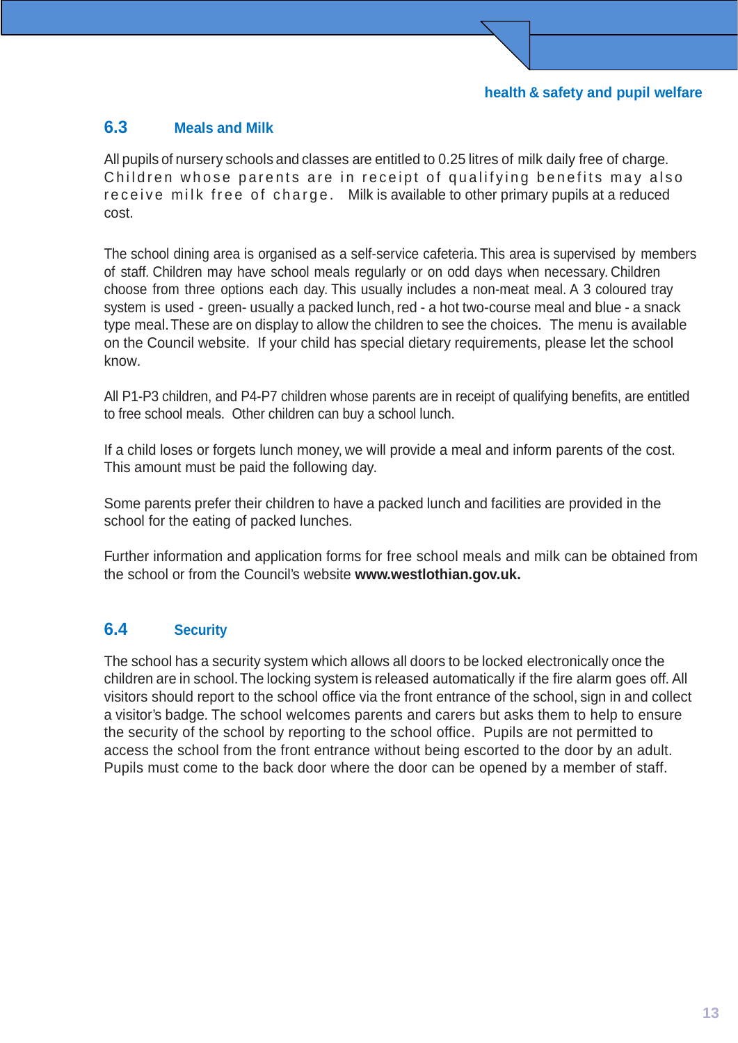## 6.3 Meals and Milk

All pupils of nursery schools and classes are entitled to 0.25 litres of milk daily free of charge. Children whose parents are in receipt of qualifying benefits may also receive milk free of charge. Milk is available to other primary pupils at a reduced cost.

The school dining area is organised as a self-service cafeteria. This area is supervised by members of staff. Children may have school meals regularly or on odd days when necessary. Children choose from three options each day. This usually includes a non-meat meal. A 3 coloured tray system is used - green- usually a packed lunch, red - a hot two-course meal and blue - a snack type meal. These are on display to allow the children to see the choices. The menu is available on the Council website. If your child has special dietary requirements, please let the school know.

All P1-P3 children, and P4-P7 children whose parents are in receipt of qualifying benefits, are entitled to free school meals. Other children can buy a school lunch.

If a child loses or forgets lunch money, we will provide a meal and inform parents of the cost. This amount must be paid the following day.

Some parents prefer their children to have a packed lunch and facilities are provided in the school for the eating of packed lunches.

Further information and application forms for free school meals and milk can be obtained from the school or from the Council's website **www.westlothian.gov.uk.**

## 6.4 Security

The school has a security system which allows all doors to be locked electronically once the children are in school. The locking system is released automatically if the fire alarm goes off. All visitors should report to the school office via the front entrance of the school, sign in and collect a visitor's badge. The school welcomes parents and carers but asks them to help to ensure the security of the school by reporting to the school office. Pupils are not permitted to access the school from the front entrance without being escorted to the door by an adult. Pupils must come to the back door where the door can be opened by a member of staff.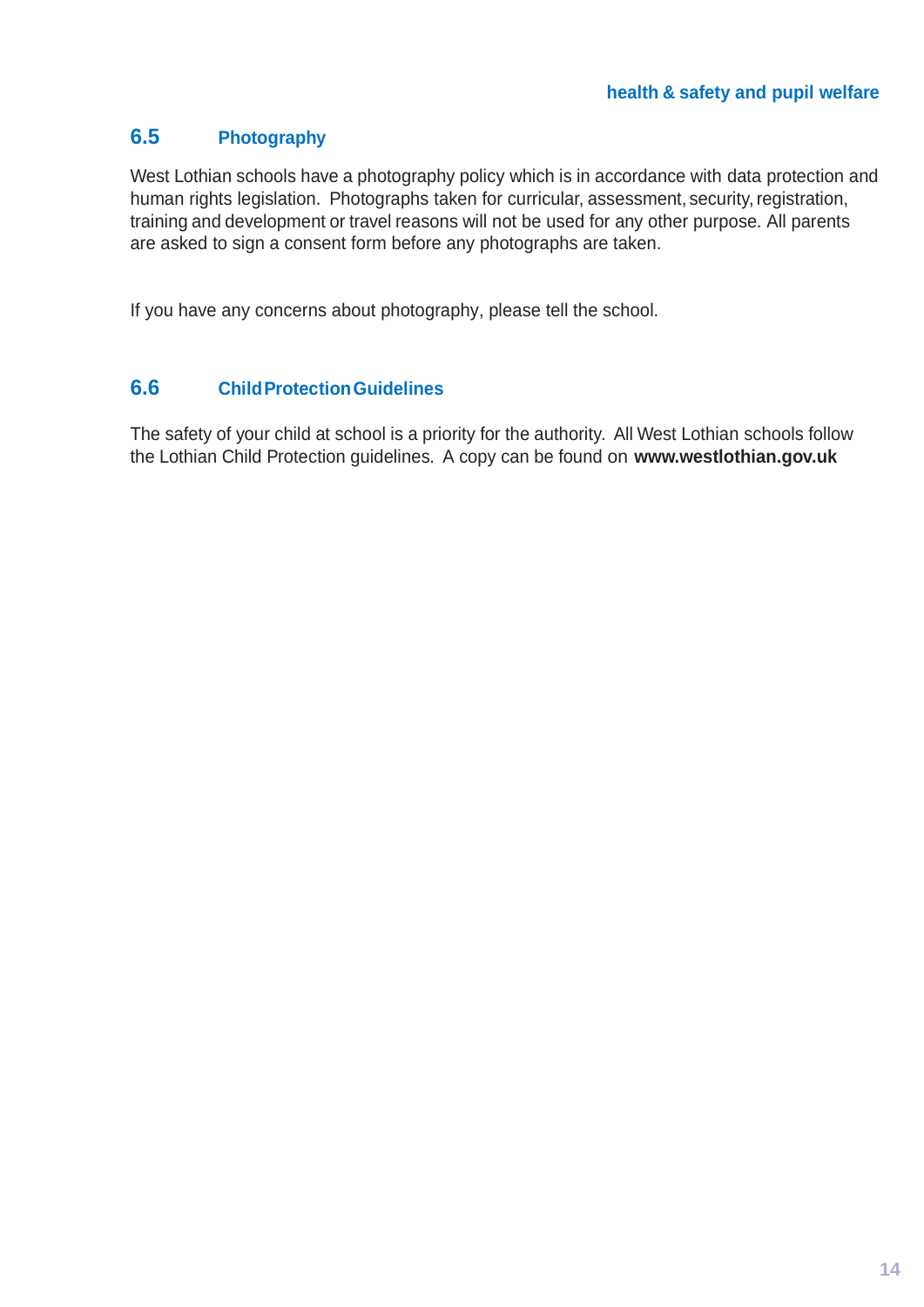## 6.5 Photography

West Lothian schools have a photography policy which is in accordance with data protection and human rights legislation. Photographs taken for curricular, assessment, security, registration, training and development or travel reasons will not be used for any other purpose. All parents are asked to sign a consent form before any photographs are taken.

If you have any concerns about photography, please tell the school.

## 6.6 Child Protection Guidelines

The safety of your child at school is a priority for the authority. All West Lothian schools follow the Lothian Child Protection guidelines. A copy can be found on **www.westlothian.gov.uk**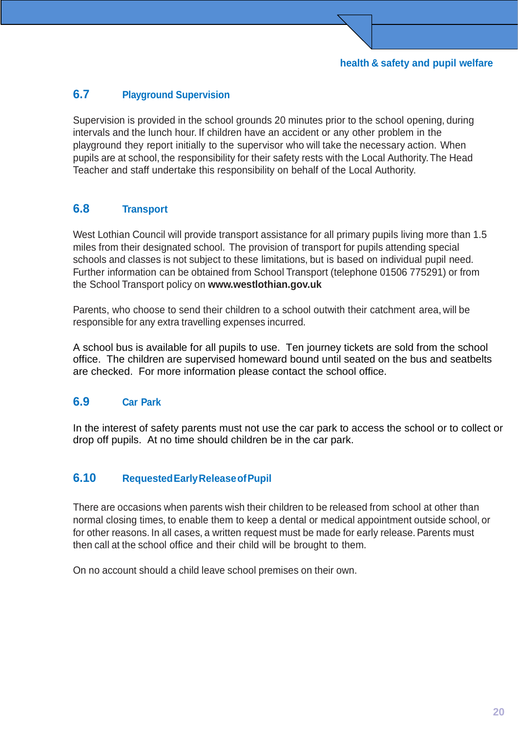## 6.7 Playground Supervision

Supervision is provided in the school grounds 20 minutes prior to the school opening, during intervals and the lunch hour. If children have an accident or any other problem in the playground they report initially to the supervisor who will take the necessary action. When pupils are at school, the responsibility for their safety rests with the Local Authority. The Head Teacher and staff undertake this responsibility on behalf of the Local Authority.

## 6.8 Transport

West Lothian Council will provide transport assistance for all primary pupils living more than 1.5 miles from their designated school. The provision of transport for pupils attending special schools and classes is not subject to these limitations, but is based on individual pupil need. Further information can be obtained from School Transport (telephone 01506 775291) or from the School Transport policy on **www.westlothian.gov.uk**

Parents, who choose to send their children to a school outwith their catchment area, will be responsible for any extra travelling expenses incurred.

A school bus is available for all pupils to use. Ten journey tickets are sold from the school office. The children are supervised homeward bound until seated on the bus and seatbelts are checked. For more information please contact the school office.

## 6.9 Car Park

In the interest of safety parents must not use the car park to access the school or to collect or drop off pupils. At no time should children be in the car park.

## 6.10 Requested Early Release of Pupil

There are occasions when parents wish their children to be released from school at other than normal closing times, to enable them to keep a dental or medical appointment outside school, or for other reasons. In all cases, a written request must be made for early release. Parents must then call at the school office and their child will be brought to them.

On no account should a child leave school premises on their own.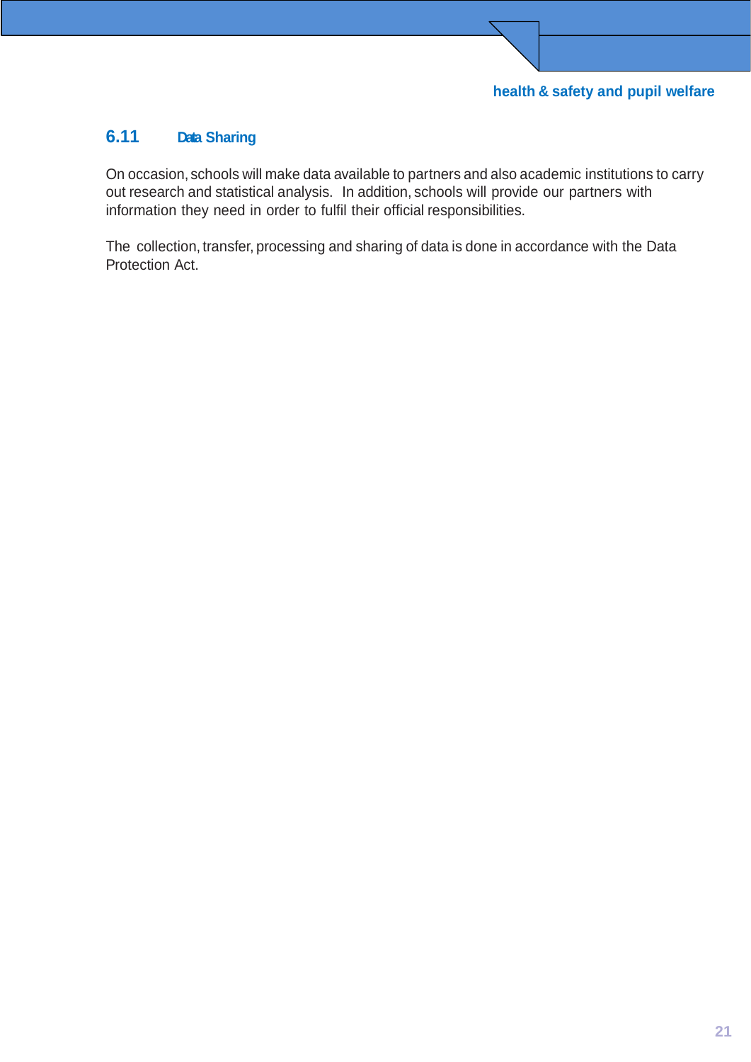## 6.11 Data Sharing

On occasion, schools will make data available to partners and also academic institutions to carry out research and statistical analysis. In addition, schools will provide our partners with information they need in order to fulfil their official responsibilities.

The collection, transfer, processing and sharing of data is done in accordance with the Data Protection Act.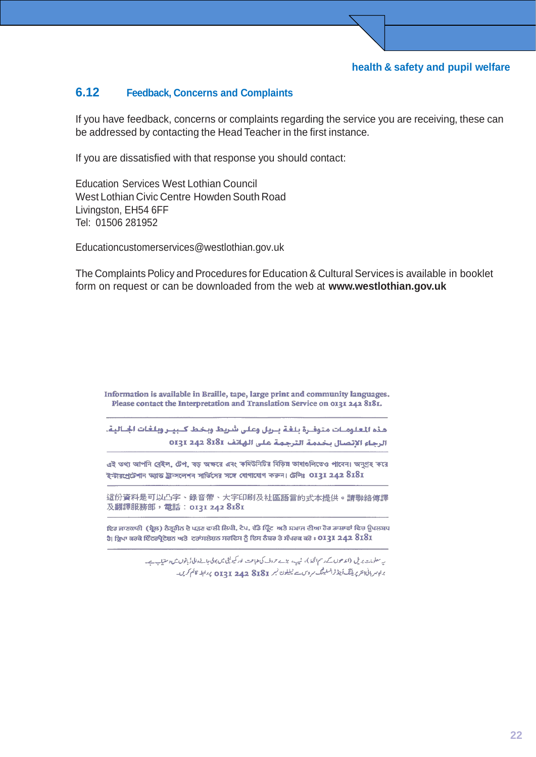## 6.12 Feedback, Concerns and Complaints

If you have feedback, concerns or complaints regarding the service you are receiving, these can be addressed by contacting the Head Teacher in the first instance.

If you are dissatisfied with that response you should contact:

Education Services West Lothian Council
West Lothian Civic Centre Howden South Road
Livingston, EH54 6FF
Tel: 01506 281952

Educationcustomerservices@westlothian.gov.uk

The Complaints Policy and Procedures for Education & Cultural Services is available in booklet form on request or can be downloaded from the web at **www.westlothian.gov.uk**

Information is available in Braille, tape, large print and community languages.
Please contact the Interpretation and Translation Service on 0131 242 8181.

هذه المعلومات متوفرة بلغة بريل وعلى شريط وبخط كبير وبلغات الجالية.
الرجاء الإتصال بخدمة الترجمة على الهاتف 0131 242 8181

এই তথ্য আপনি ব্রেইল, টেপ, বড় অক্ষরে এবং কমিউনিটির বিভিন্ন ভাষাগুলিতেও পাবেন। অনুগ্রহ করে ইন্টারপ্রেটেশন অ্যান্ড ট্রান্সলেশন সার্ভিসের সঙ্গে যোগাযোগ করুন। টেলিঃ 0131 242 8181

這份資料是可以凸字、錄音帶、大字印刷及社區語言的式本提供。請聯絡傳譯及翻譯服務部，電話：0131 242 8181

ਇਹ ਜਾਣਕਾਰੀ (ਬ੍ਰੇਲ) ਨੇਤ੍ਰਹੀਨ ਦੇ ਪੜ੍ਹਣ ਵਾਲੀ ਲਿਪੀ, ਟੇਪ, ਵੱਡੇ ਪ੍ਰਿੰਟ ਅਤੇ ਸਮਾਜ ਦੀਆ ਹੋਰ ਭਾਸ਼ਾਵਾਂ ਵਿਚ ਉਪਲਬਧ ਹੈ। ਕ੍ਰਿਪਾ ਕਰਕੇ ਇੰਟਰਪ੍ਰੇਟੇਸ਼ਨ ਅਤੇ ਟਰਾਂਸਲੇਸ਼ਨ ਸਰਵਿਸ ਨੂੰ ਇਸ ਨੰਬਰ ਤੇ ਸੰਪਰਕ ਕਰੋ : 0131 242 8181

یہ معلومات بریل (اندھوں کے رسم الخط)، ٹیپ، بڑے حروف کی طباعت اور کمیونٹی میں بولی جانے والی زبانوں میں دستیاب ہے۔
براہ مہربانی انٹرپریٹنگ اینڈ ٹرانسلیٹنگ سروس سے ٹیلیفون نمبر 0131 242 8181 پر رابطہ قائم کریں۔